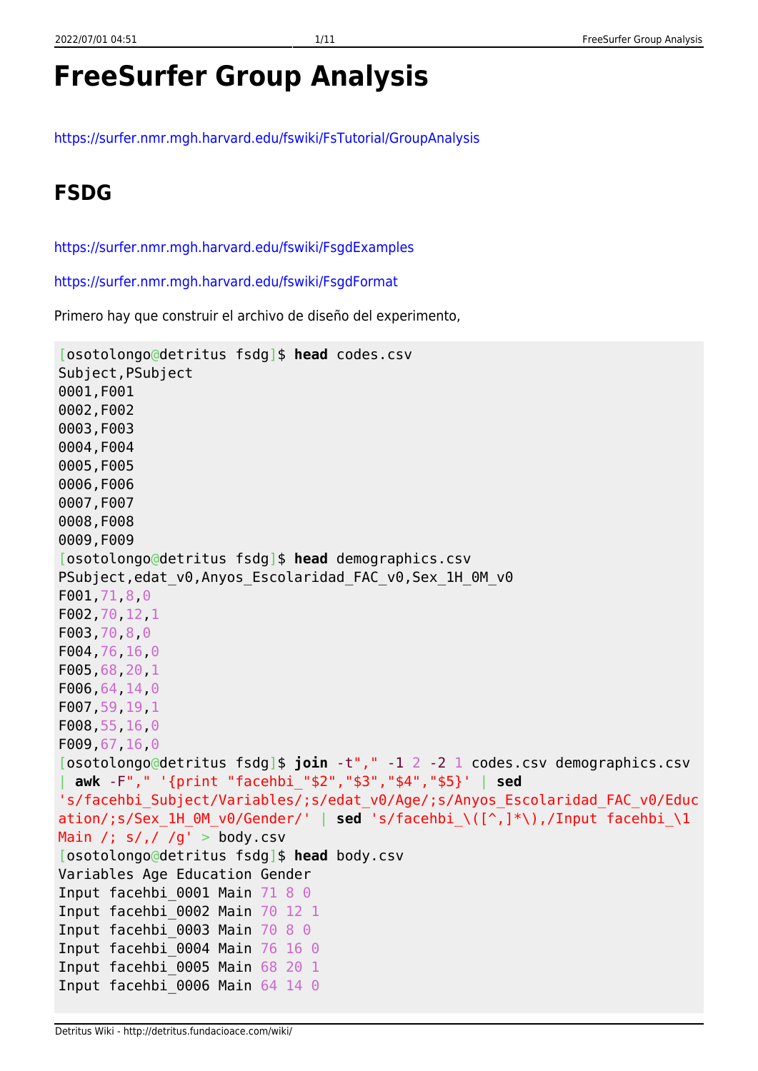# FreeSurfer Group Analysis

https://surfer.nmr.mgh.harvard.edu/fswiki/FsTutorial/GroupAnalysis

## FSDG

https://surfer.nmr.mgh.harvard.edu/fswiki/FsgdExamples

https://surfer.nmr.mgh.harvard.edu/fswiki/FsgdFormat

Primero hay que construir el archivo de diseño del experimento,

```
[osotolongo@detritus fsdg]$ head codes.csv
Subject,PSubject
0001,F001
0002,F002
0003,F003
0004,F004
0005,F005
0006,F006
0007,F007
0008,F008
0009,F009
[osotolongo@detritus fsdg]$ head demographics.csv
PSubject,edat_v0,Anyos_Escolaridad_FAC_v0,Sex_1H_0M_v0
F001,71,8,0
F002,70,12,1
F003,70,8,0
F004,76,16,0
F005,68,20,1
F006,64,14,0
F007,59,19,1
F008,55,16,0
F009,67,16,0
[osotolongo@detritus fsdg]$ join -t"," -1 2 -2 1 codes.csv demographics.csv
| awk -F"," '{print "facehbi_"$2","$3","$4","$5}' | sed
's/facehbi_Subject/Variables/;s/edat_v0/Age/;s/Anyos_Escolaridad_FAC_v0/Educ
ation/;s/Sex_1H_0M_v0/Gender/' | sed 's/facehbi_\([^,]*\),/Input facehbi_\1
Main /; s/,/ /g' > body.csv
[osotolongo@detritus fsdg]$ head body.csv
Variables Age Education Gender
Input facehbi_0001 Main 71 8 0
Input facehbi_0002 Main 70 12 1
Input facehbi_0003 Main 70 8 0
Input facehbi_0004 Main 76 16 0
Input facehbi_0005 Main 68 20 1
Input facehbi_0006 Main 64 14 0
```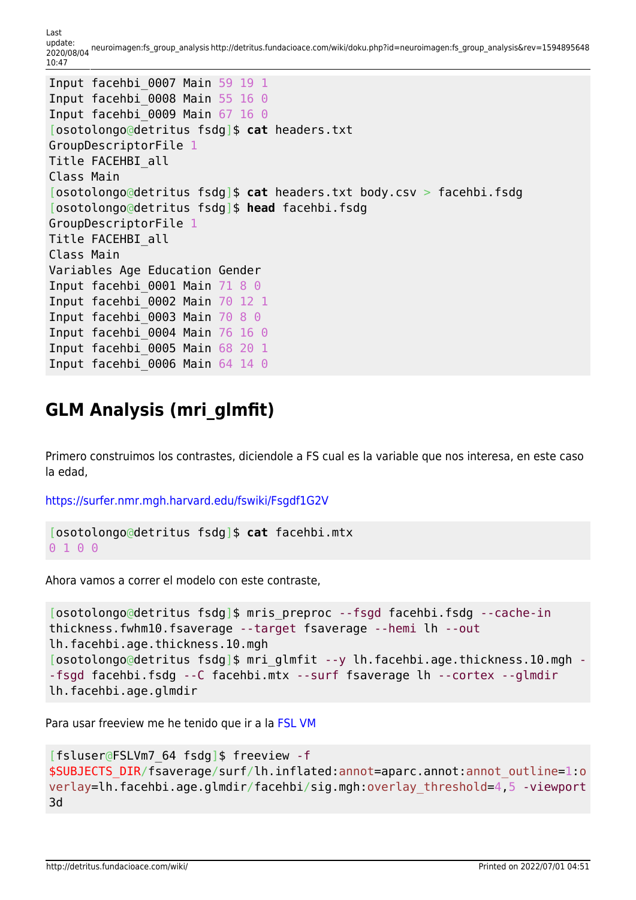```
Input facehbi_0007 Main 59 19 1
Input facehbi_0008 Main 55 16 0
Input facehbi_0009 Main 67 16 0
[osotolongo@detritus fsdg]$ cat headers.txt
GroupDescriptorFile 1
Title FACEHBI_all
Class Main
[osotolongo@detritus fsdg]$ cat headers.txt body.csv > facehbi.fsdg
[osotolongo@detritus fsdg]$ head facehbi.fsdg
GroupDescriptorFile 1
Title FACEHBI_all
Class Main
Variables Age Education Gender
Input facehbi_0001 Main 71 8 0
Input facehbi_0002 Main 70 12 1
Input facehbi_0003 Main 70 8 0
Input facehbi_0004 Main 76 16 0
Input facehbi_0005 Main 68 20 1
Input facehbi_0006 Main 64 14 0
```

## GLM Analysis (mri_glmfit)

Primero construimos los contrastes, diciendole a FS cual es la variable que nos interesa, en este caso la edad,

https://surfer.nmr.mgh.harvard.edu/fswiki/Fsgdf1G2V

```
[osotolongo@detritus fsdg]$ cat facehbi.mtx
0 1 0 0
```

Ahora vamos a correr el modelo con este contraste,

```
[osotolongo@detritus fsdg]$ mris_preproc --fsgd facehbi.fsdg --cache-in thickness.fwhm10.fsaverage --target fsaverage --hemi lh --out lh.facehbi.age.thickness.10.mgh
[osotolongo@detritus fsdg]$ mri_glmfit --y lh.facehbi.age.thickness.10.mgh --fsgd facehbi.fsdg --C facehbi.mtx --surf fsaverage lh --cortex --glmdir lh.facehbi.age.glmdir
```

Para usar freeview me he tenido que ir a la FSL VM

```
[fsluser@FSLVm7_64 fsdg]$ freeview -f $SUBJECTS_DIR/fsaverage/surf/lh.inflated:annot=aparc.annot:annot_outline=1:overlay=lh.facehbi.age.glmdir/facehbi/sig.mgh:overlay_threshold=4,5 -viewport 3d
```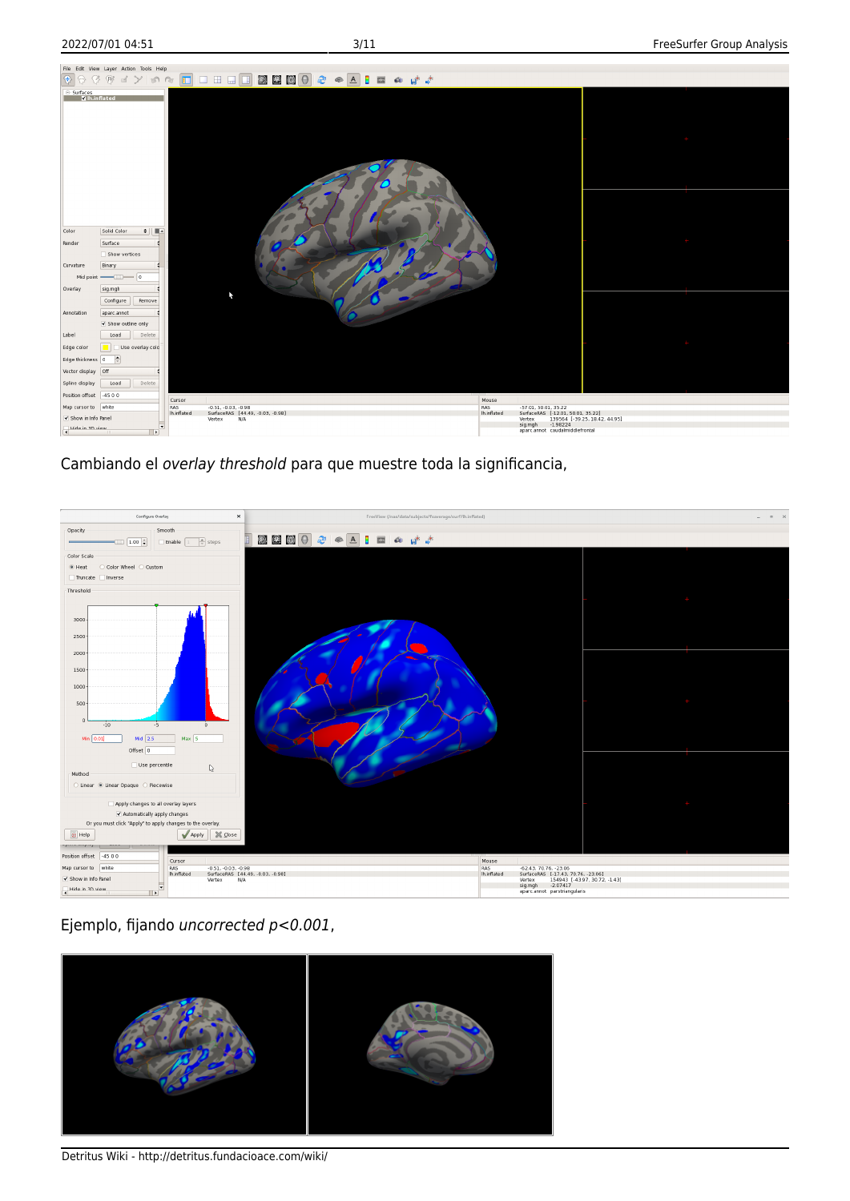Cambiando el *overlay threshold* para que muestre toda la significancia,

Ejemplo, fijando *uncorrected p<0.001*,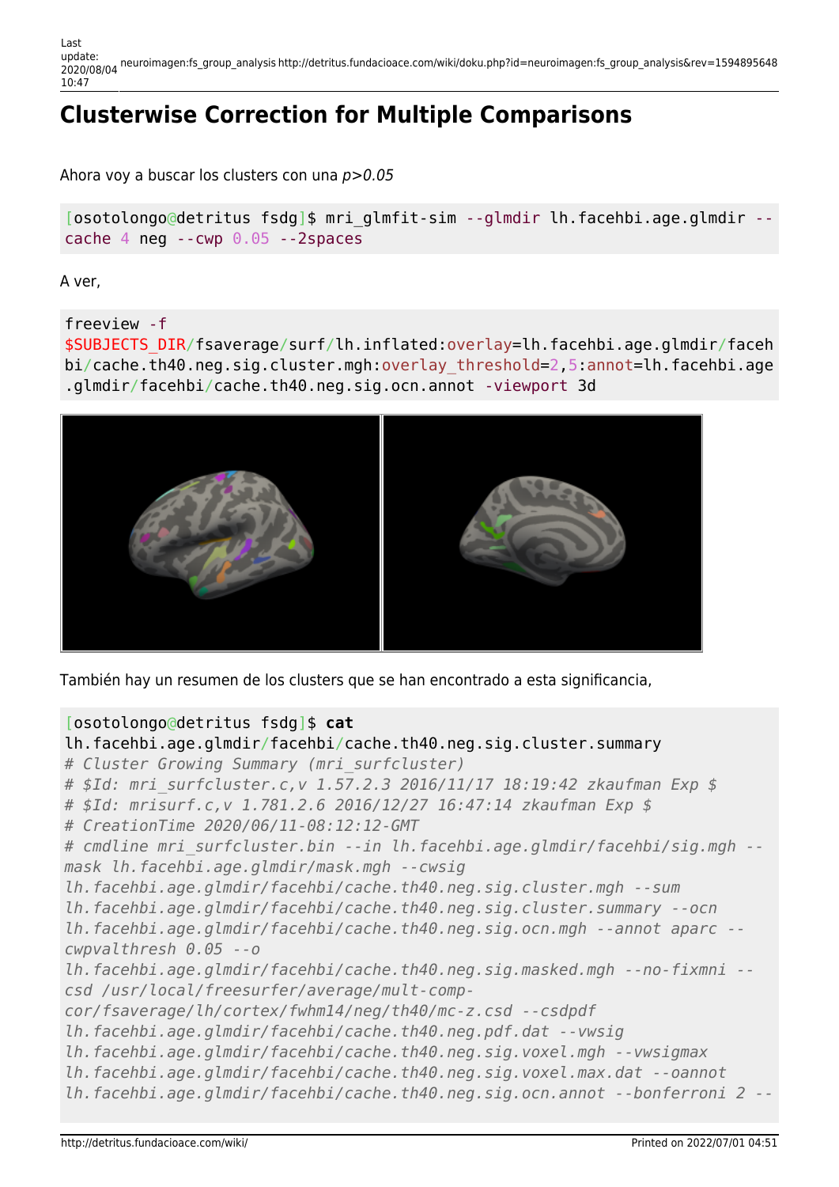# Clusterwise Correction for Multiple Comparisons

Ahora voy a buscar los clusters con una *p>0.05*

```
[osotolongo@detritus fsdg]$ mri_glmfit-sim --glmdir lh.facehbi.age.glmdir --cache 4 neg --cwp 0.05 --2spaces
```

A ver,

```
freeview -f $SUBJECTS_DIR/fsaverage/surf/lh.inflated:overlay=lh.facehbi.age.glmdir/facehbi/cache.th40.neg.sig.cluster.mgh:overlay_threshold=2,5:annot=lh.facehbi.age.glmdir/facehbi/cache.th40.neg.sig.ocn.annot -viewport 3d
```

También hay un resumen de los clusters que se han encontrado a esta significancia,

```
[osotolongo@detritus fsdg]$ cat lh.facehbi.age.glmdir/facehbi/cache.th40.neg.sig.cluster.summary
# Cluster Growing Summary (mri_surfcluster)
# $Id: mri_surfcluster.c,v 1.57.2.3 2016/11/17 18:19:42 zkaufman Exp $
# $Id: mrisurf.c,v 1.781.2.6 2016/12/27 16:47:14 zkaufman Exp $
# CreationTime 2020/06/11-08:12:12-GMT
# cmdline mri_surfcluster.bin --in lh.facehbi.age.glmdir/facehbi/sig.mgh --mask lh.facehbi.age.glmdir/mask.mgh --cwsig lh.facehbi.age.glmdir/facehbi/cache.th40.neg.sig.cluster.mgh --sum lh.facehbi.age.glmdir/facehbi/cache.th40.neg.sig.cluster.summary --ocn lh.facehbi.age.glmdir/facehbi/cache.th40.neg.sig.ocn.mgh --annot aparc --cwpvalthresh 0.05 --o lh.facehbi.age.glmdir/facehbi/cache.th40.neg.sig.masked.mgh --no-fixmni --csd /usr/local/freesurfer/average/mult-comp-cor/fsaverage/lh/cortex/fwhm14/neg/th40/mc-z.csd --csdpdf lh.facehbi.age.glmdir/facehbi/cache.th40.neg.pdf.dat --vwsig lh.facehbi.age.glmdir/facehbi/cache.th40.neg.sig.voxel.mgh --vwsigmax lh.facehbi.age.glmdir/facehbi/cache.th40.neg.sig.voxel.max.dat --oannot lh.facehbi.age.glmdir/facehbi/cache.th40.neg.sig.ocn.annot --bonferroni 2 --
```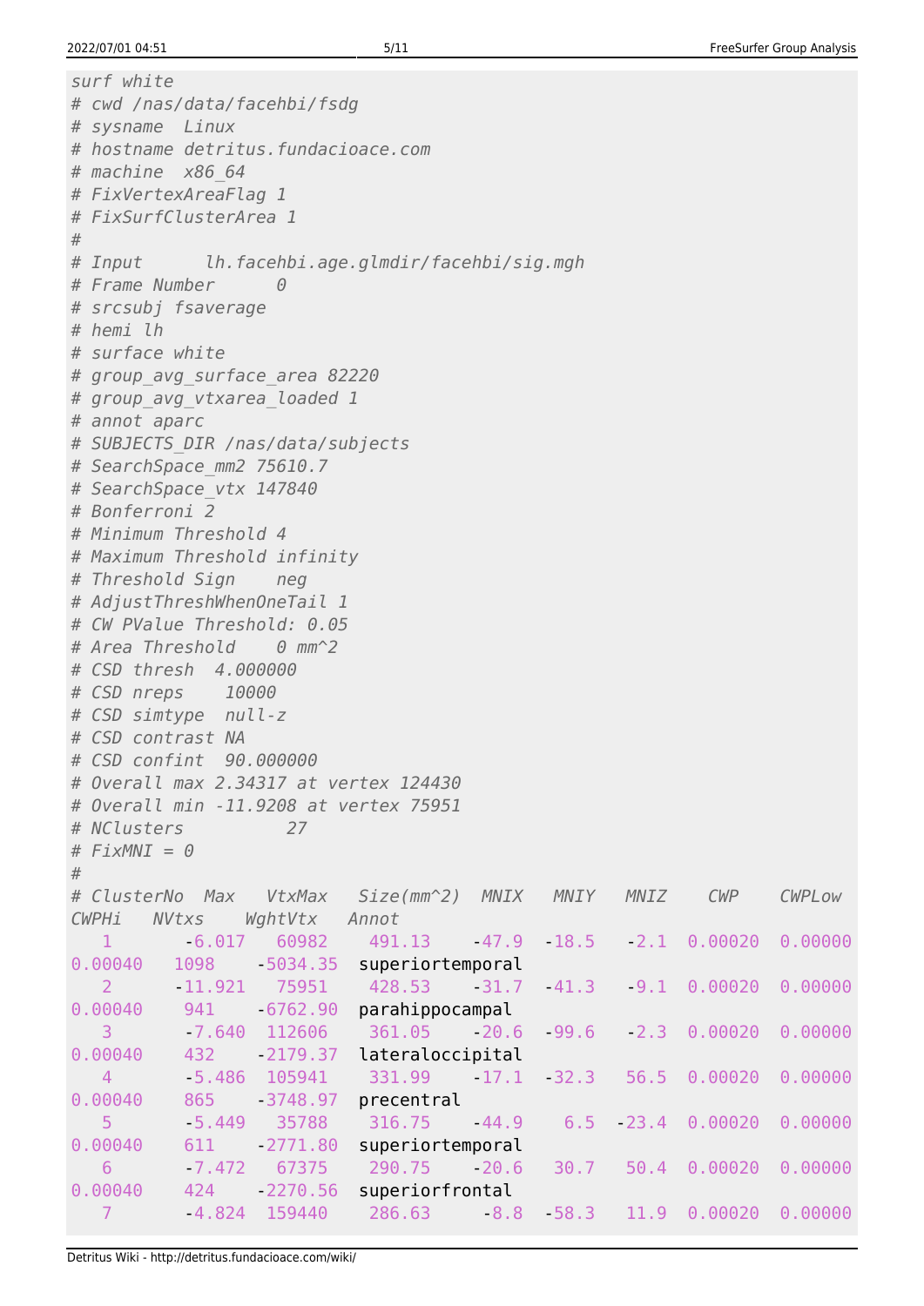```
surf white
# cwd /nas/data/facehbi/fsdg
# sysname  Linux
# hostname detritus.fundacioace.com
# machine  x86_64
# FixVertexAreaFlag 1
# FixSurfClusterArea 1
#
# Input      lh.facehbi.age.glmdir/facehbi/sig.mgh
# Frame Number      0
# srcsubj fsaverage
# hemi lh
# surface white
# group_avg_surface_area 82220
# group_avg_vtxarea_loaded 1
# annot aparc
# SUBJECTS_DIR /nas/data/subjects
# SearchSpace_mm2 75610.7
# SearchSpace_vtx 147840
# Bonferroni 2
# Minimum Threshold 4
# Maximum Threshold infinity
# Threshold Sign    neg
# AdjustThreshWhenOneTail 1
# CW PValue Threshold: 0.05
# Area Threshold    0 mm^2
# CSD thresh  4.000000
# CSD nreps    10000
# CSD simtype  null-z
# CSD contrast NA
# CSD confint  90.000000
# Overall max 2.34317 at vertex 124430
# Overall min -11.9208 at vertex 75951
# NClusters          27
# FixMNI = 0
#
# ClusterNo  Max   VtxMax   Size(mm^2)  MNIX   MNIY   MNIZ    CWP    CWPLow
CWPHi   NVtxs    WghtVtx   Annot
   1       -6.017   60982    491.13    -47.9  -18.5   -2.1  0.00020  0.00000
0.00040   1098    -5034.35  superiortemporal
   2      -11.921   75951    428.53    -31.7  -41.3   -9.1  0.00020  0.00000
0.00040   941    -6762.90  parahippocampal
   3       -7.640  112606    361.05    -20.6  -99.6   -2.3  0.00020  0.00000
0.00040   432    -2179.37  lateraloccipital
   4       -5.486  105941    331.99    -17.1  -32.3   56.5  0.00020  0.00000
0.00040   865    -3748.97  precentral
   5       -5.449   35788    316.75    -44.9    6.5  -23.4  0.00020  0.00000
0.00040   611    -2771.80  superiortemporal
   6       -7.472   67375    290.75    -20.6   30.7   50.4  0.00020  0.00000
0.00040   424    -2270.56  superiorfrontal
   7       -4.824  159440    286.63     -8.8  -58.3   11.9  0.00020  0.00000
```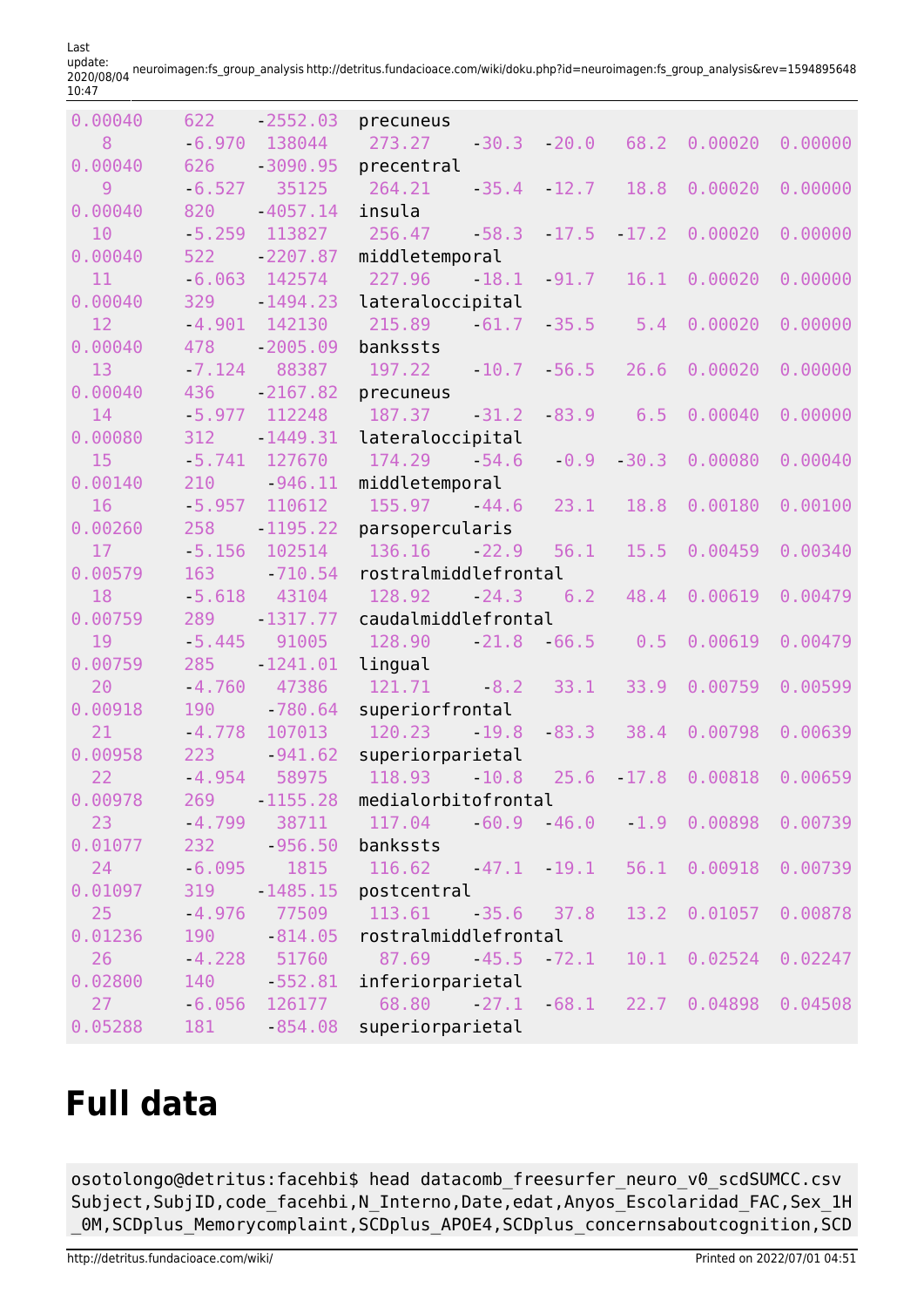```
0.00040   622    -2552.03  precuneus
   8     -6.970  138044    273.27   -30.3  -20.0   68.2  0.00020  0.00000
0.00040   626    -3090.95  precentral
   9     -6.527   35125    264.21   -35.4  -12.7   18.8  0.00020  0.00000
0.00040   820    -4057.14  insula
  10     -5.259  113827    256.47   -58.3  -17.5  -17.2  0.00020  0.00000
0.00040   522    -2207.87  middletemporal
  11     -6.063  142574    227.96   -18.1  -91.7   16.1  0.00020  0.00000
0.00040   329    -1494.23  lateraloccipital
  12     -4.901  142130    215.89   -61.7  -35.5    5.4  0.00020  0.00000
0.00040   478    -2005.09  bankssts
  13     -7.124   88387    197.22   -10.7  -56.5   26.6  0.00020  0.00000
0.00040   436    -2167.82  precuneus
  14     -5.977  112248    187.37   -31.2  -83.9    6.5  0.00040  0.00000
0.00080   312    -1449.31  lateraloccipital
  15     -5.741  127670    174.29   -54.6   -0.9  -30.3  0.00080  0.00040
0.00140   210     -946.11  middletemporal
  16     -5.957  110612    155.97   -44.6   23.1   18.8  0.00180  0.00100
0.00260   258    -1195.22  parsopercularis
  17     -5.156  102514    136.16   -22.9   56.1   15.5  0.00459  0.00340
0.00579   163     -710.54  rostralmiddlefrontal
  18     -5.618   43104    128.92   -24.3    6.2   48.4  0.00619  0.00479
0.00759   289    -1317.77  caudalmiddlefrontal
  19     -5.445   91005    128.90   -21.8  -66.5    0.5  0.00619  0.00479
0.00759   285    -1241.01  lingual
  20     -4.760   47386    121.71    -8.2   33.1   33.9  0.00759  0.00599
0.00918   190     -780.64  superiorfrontal
  21     -4.778  107013    120.23   -19.8  -83.3   38.4  0.00798  0.00639
0.00958   223     -941.62  superiorparietal
  22     -4.954   58975    118.93   -10.8   25.6  -17.8  0.00818  0.00659
0.00978   269    -1155.28  medialorbitofrontal
  23     -4.799   38711    117.04   -60.9  -46.0   -1.9  0.00898  0.00739
0.01077   232     -956.50  bankssts
  24     -6.095    1815    116.62   -47.1  -19.1   56.1  0.00918  0.00739
0.01097   319    -1485.15  postcentral
  25     -4.976   77509    113.61   -35.6   37.8   13.2  0.01057  0.00878
0.01236   190     -814.05  rostralmiddlefrontal
  26     -4.228   51760     87.69   -45.5  -72.1   10.1  0.02524  0.02247
0.02800   140     -552.81  inferiorparietal
  27     -6.056  126177     68.80   -27.1  -68.1   22.7  0.04898  0.04508
0.05288   181     -854.08  superiorparietal
```

# Full data

```
osotolongo@detritus:facehbi$ head datacomb_freesurfer_neuro_v0_scdSUMCC.csv
Subject,SubjID,code_facehbi,N_Interno,Date,edat,Anyos_Escolaridad_FAC,Sex_1H_0M,SCDplus_Memorycomplaint,SCDplus_APOE4,SCDplus_concernsaboutcognition,SCD
```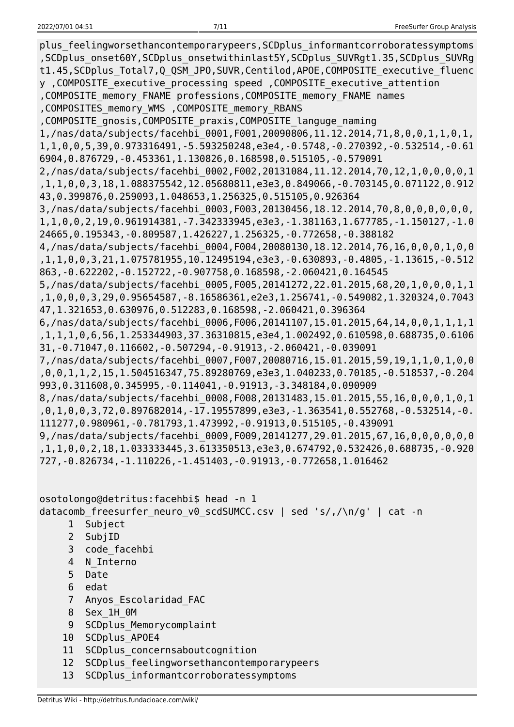```
plus_feelingworsethancontemporarypeers,SCDplus_informantcorroboratessymptoms
,SCDplus_onset60Y,SCDplus_onsetwithinlast5Y,SCDplus_SUVRgt1.35,SCDplus_SUVRg
t1.45,SCDplus_Total7,Q_QSM_JPO,SUVR,Centilod,APOE,COMPOSITE_executive_fluenc
y ,COMPOSITE_executive_processing speed ,COMPOSITE_executive_attention
,COMPOSITE_memory_FNAME professions,COMPOSITE_memory_FNAME names
,COMPOSITES_memory_WMS ,COMPOSITE_memory_RBANS
,COMPOSITE_gnosis,COMPOSITE_praxis,COMPOSITE_languge_naming
1,/nas/data/subjects/facehbi_0001,F001,20090806,11.12.2014,71,8,0,0,1,1,0,1,
1,1,0,0,5,39,0.973316491,-5.593250248,e3e4,-0.5748,-0.270392,-0.532514,-0.61
6904,0.876729,-0.453361,1.130826,0.168598,0.515105,-0.579091
2,/nas/data/subjects/facehbi_0002,F002,20131084,11.12.2014,70,12,1,0,0,0,0,1
,1,1,0,0,3,18,1.088375542,12.05680811,e3e3,0.849066,-0.703145,0.071122,0.912
43,0.399876,0.259093,1.048653,1.256325,0.515105,0.926364
3,/nas/data/subjects/facehbi_0003,F003,20130456,18.12.2014,70,8,0,0,0,0,0,0,
1,1,0,0,2,19,0.961914381,-7.342333945,e3e3,-1.381163,1.677785,-1.150127,-1.0
24665,0.195343,-0.809587,1.426227,1.256325,-0.772658,-0.388182
4,/nas/data/subjects/facehbi_0004,F004,20080130,18.12.2014,76,16,0,0,0,1,0,0
,1,1,0,0,3,21,1.075781955,10.12495194,e3e3,-0.630893,-0.4805,-1.13615,-0.512
863,-0.622202,-0.152722,-0.907758,0.168598,-2.060421,0.164545
5,/nas/data/subjects/facehbi_0005,F005,20141272,22.01.2015,68,20,1,0,0,0,1,1
,1,0,0,0,3,29,0.95654587,-8.16586361,e2e3,1.256741,-0.549082,1.320324,0.7043
47,1.321653,0.630976,0.512283,0.168598,-2.060421,0.396364
6,/nas/data/subjects/facehbi_0006,F006,20141107,15.01.2015,64,14,0,0,1,1,1,1
,1,1,1,0,6,56,1.253344903,37.36310815,e3e4,1.002492,0.610598,0.688735,0.6106
31,-0.71047,0.116602,-0.507294,-0.91913,-2.060421,-0.039091
7,/nas/data/subjects/facehbi_0007,F007,20080716,15.01.2015,59,19,1,1,0,1,0,0
,0,0,1,1,2,15,1.504516347,75.89280769,e3e3,1.040233,0.70185,-0.518537,-0.204
993,0.311608,0.345995,-0.114041,-0.91913,-3.348184,0.090909
8,/nas/data/subjects/facehbi_0008,F008,20131483,15.01.2015,55,16,0,0,0,1,0,1
,0,1,0,0,3,72,0.897682014,-17.19557899,e3e3,-1.363541,0.552768,-0.532514,-0.
111277,0.980961,-0.781793,1.473992,-0.91913,0.515105,-0.439091
9,/nas/data/subjects/facehbi_0009,F009,20141277,29.01.2015,67,16,0,0,0,0,0,0
,1,1,0,0,2,18,1.033333445,3.613350513,e3e3,0.674792,0.532426,0.688735,-0.920
727,-0.826734,-1.110226,-1.451403,-0.91913,-0.772658,1.016462


osotolongo@detritus:facehbi$ head -n 1
datacomb_freesurfer_neuro_v0_scdSUMCC.csv | sed 's/,/\n/g' | cat -n
     1  Subject
     2  SubjID
     3  code_facehbi
     4  N_Interno
     5  Date
     6  edat
     7  Anyos_Escolaridad_FAC
     8  Sex_1H_0M
     9  SCDplus_Memorycomplaint
    10  SCDplus_APOE4
    11  SCDplus_concernsaboutcognition
    12  SCDplus_feelingworsethancontemporarypeers
    13  SCDplus_informantcorroboratessymptoms
```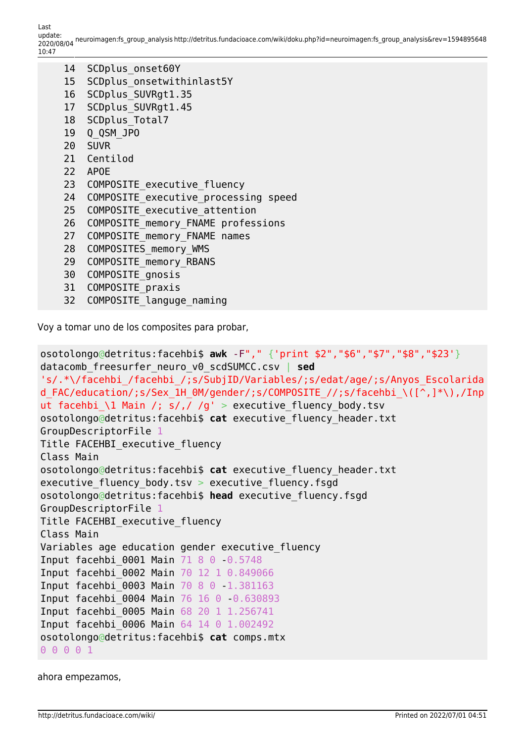```
    14  SCDplus_onset60Y
    15  SCDplus_onsetwithinlast5Y
    16  SCDplus_SUVRgt1.35
    17  SCDplus_SUVRgt1.45
    18  SCDplus_Total7
    19  Q_QSM_JPO
    20  SUVR
    21  Centilod
    22  APOE
    23  COMPOSITE_executive_fluency
    24  COMPOSITE_executive_processing speed
    25  COMPOSITE_executive_attention
    26  COMPOSITE_memory_FNAME professions
    27  COMPOSITE_memory_FNAME names
    28  COMPOSITES_memory_WMS
    29  COMPOSITE_memory_RBANS
    30  COMPOSITE_gnosis
    31  COMPOSITE_praxis
    32  COMPOSITE_languge_naming
```

Voy a tomar uno de los composites para probar,

```
osotolongo@detritus:facehbi$ awk -F"," {'print $2","$6","$7","$8","$23'}
datacomb_freesurfer_neuro_v0_scdSUMCC.csv | sed
's/.*\/facehbi_/facehbi_/;s/SubjID/Variables/;s/edat/age/;s/Anyos_Escolarida
d_FAC/education/;s/Sex_1H_0M/gender/;s/COMPOSITE_//;s/facehbi_\([^,]*\),/Inp
ut facehbi_\1 Main /; s/,/ /g' > executive_fluency_body.tsv
osotolongo@detritus:facehbi$ cat executive_fluency_header.txt
GroupDescriptorFile 1
Title FACEHBI_executive_fluency
Class Main
osotolongo@detritus:facehbi$ cat executive_fluency_header.txt
executive_fluency_body.tsv > executive_fluency.fsgd
osotolongo@detritus:facehbi$ head executive_fluency.fsgd
GroupDescriptorFile 1
Title FACEHBI_executive_fluency
Class Main
Variables age education gender executive_fluency
Input facehbi_0001 Main 71 8 0 -0.5748
Input facehbi_0002 Main 70 12 1 0.849066
Input facehbi_0003 Main 70 8 0 -1.381163
Input facehbi_0004 Main 76 16 0 -0.630893
Input facehbi_0005 Main 68 20 1 1.256741
Input facehbi_0006 Main 64 14 0 1.002492
osotolongo@detritus:facehbi$ cat comps.mtx
0 0 0 0 1
```

ahora empezamos,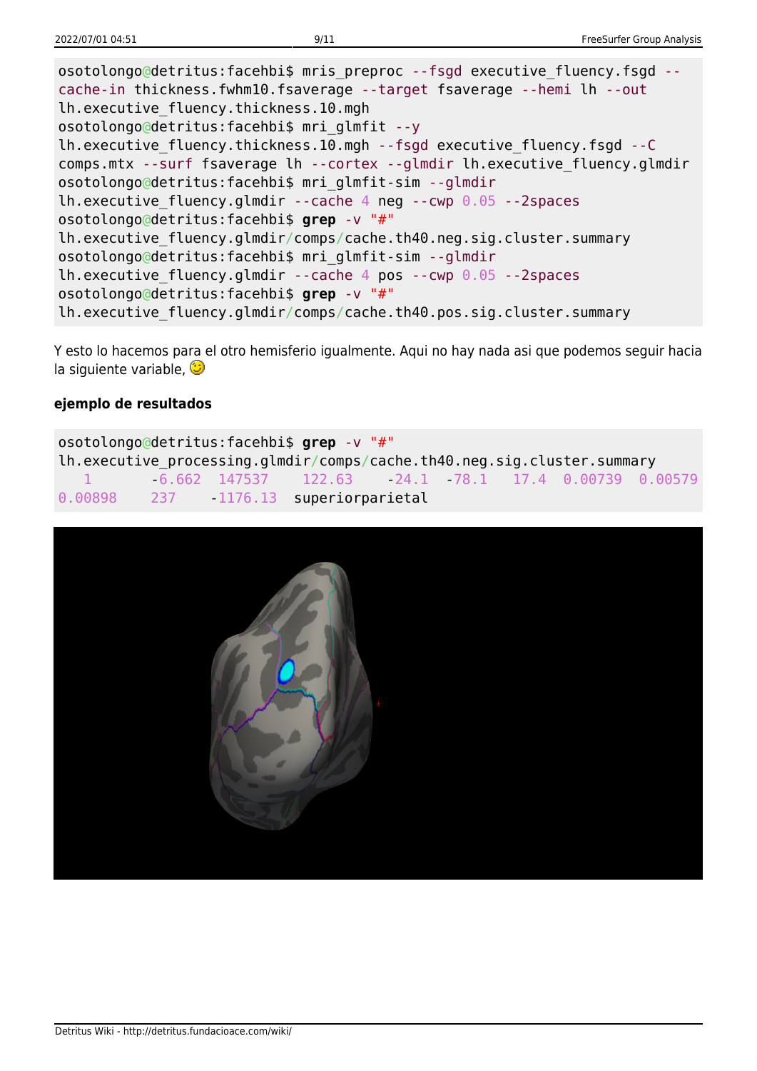```
osotolongo@detritus:facehbi$ mris_preproc --fsgd executive_fluency.fsgd --cache-in thickness.fwhm10.fsaverage --target fsaverage --hemi lh --out lh.executive_fluency.thickness.10.mgh
osotolongo@detritus:facehbi$ mri_glmfit --y lh.executive_fluency.thickness.10.mgh --fsgd executive_fluency.fsgd --C comps.mtx --surf fsaverage lh --cortex --glmdir lh.executive_fluency.glmdir
osotolongo@detritus:facehbi$ mri_glmfit-sim --glmdir lh.executive_fluency.glmdir --cache 4 neg --cwp 0.05 --2spaces
osotolongo@detritus:facehbi$ grep -v "#" lh.executive_fluency.glmdir/comps/cache.th40.neg.sig.cluster.summary
osotolongo@detritus:facehbi$ mri_glmfit-sim --glmdir lh.executive_fluency.glmdir --cache 4 pos --cwp 0.05 --2spaces
osotolongo@detritus:facehbi$ grep -v "#" lh.executive_fluency.glmdir/comps/cache.th40.pos.sig.cluster.summary
```

Y esto lo hacemos para el otro hemisferio igualmente. Aqui no hay nada asi que podemos seguir hacia la siguiente variable, 😉

**ejemplo de resultados**

```
osotolongo@detritus:facehbi$ grep -v "#" lh.executive_processing.glmdir/comps/cache.th40.neg.sig.cluster.summary
   1       -6.662  147537    122.63    -24.1  -78.1   17.4  0.00739  0.00579  0.00898    237    -1176.13  superiorparietal
```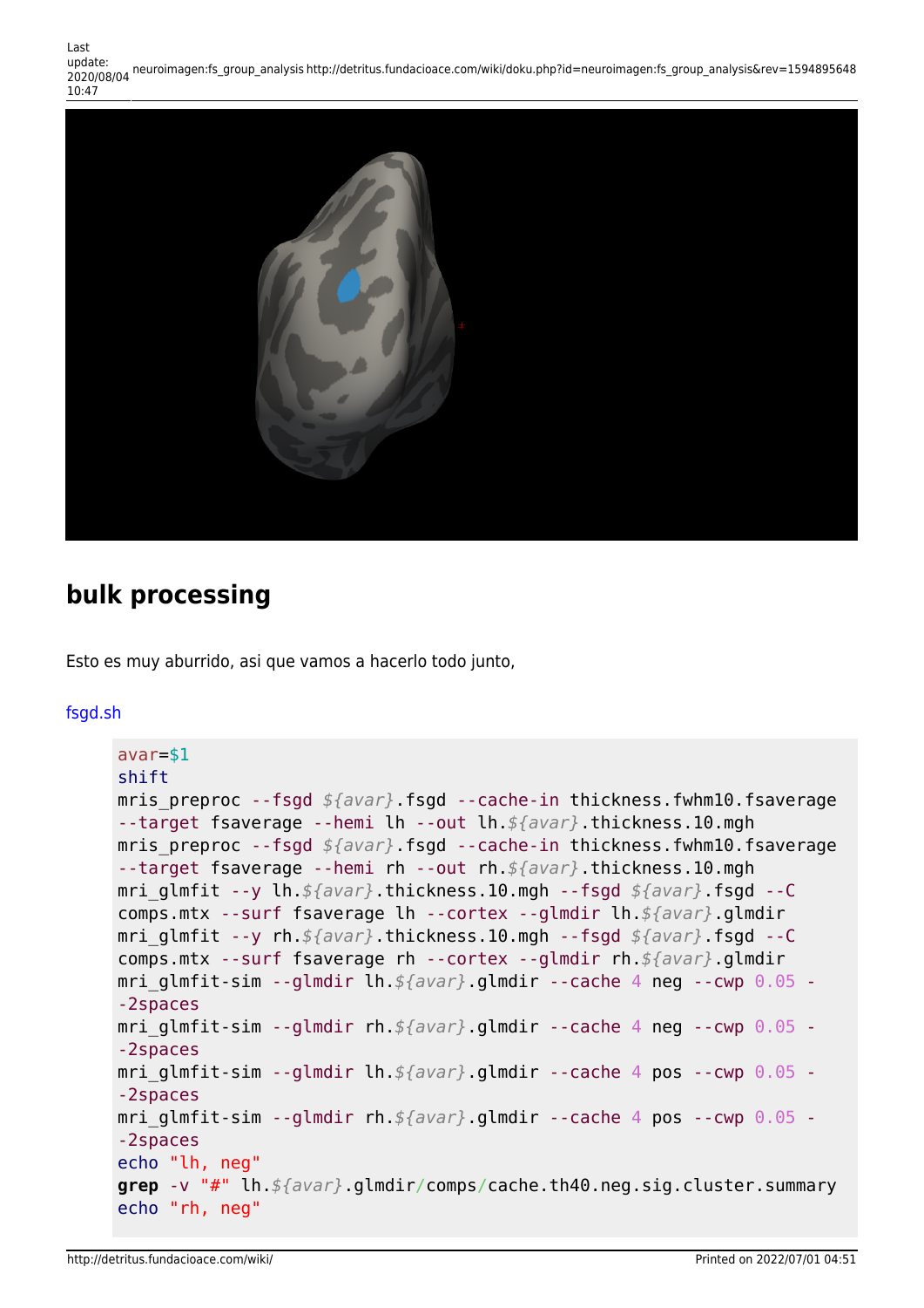## bulk processing

Esto es muy aburrido, asi que vamos a hacerlo todo junto,

fsgd.sh

```
avar=$1
shift
mris_preproc --fsgd ${avar}.fsgd --cache-in thickness.fwhm10.fsaverage --target fsaverage --hemi lh --out lh.${avar}.thickness.10.mgh
mris_preproc --fsgd ${avar}.fsgd --cache-in thickness.fwhm10.fsaverage --target fsaverage --hemi rh --out rh.${avar}.thickness.10.mgh
mri_glmfit --y lh.${avar}.thickness.10.mgh --fsgd ${avar}.fsgd --C comps.mtx --surf fsaverage lh --cortex --glmdir lh.${avar}.glmdir
mri_glmfit --y rh.${avar}.thickness.10.mgh --fsgd ${avar}.fsgd --C comps.mtx --surf fsaverage rh --cortex --glmdir rh.${avar}.glmdir
mri_glmfit-sim --glmdir lh.${avar}.glmdir --cache 4 neg --cwp 0.05 --2spaces
mri_glmfit-sim --glmdir rh.${avar}.glmdir --cache 4 neg --cwp 0.05 --2spaces
mri_glmfit-sim --glmdir lh.${avar}.glmdir --cache 4 pos --cwp 0.05 --2spaces
mri_glmfit-sim --glmdir rh.${avar}.glmdir --cache 4 pos --cwp 0.05 --2spaces
echo "lh, neg"
grep -v "#" lh.${avar}.glmdir/comps/cache.th40.neg.sig.cluster.summary
echo "rh, neg"
```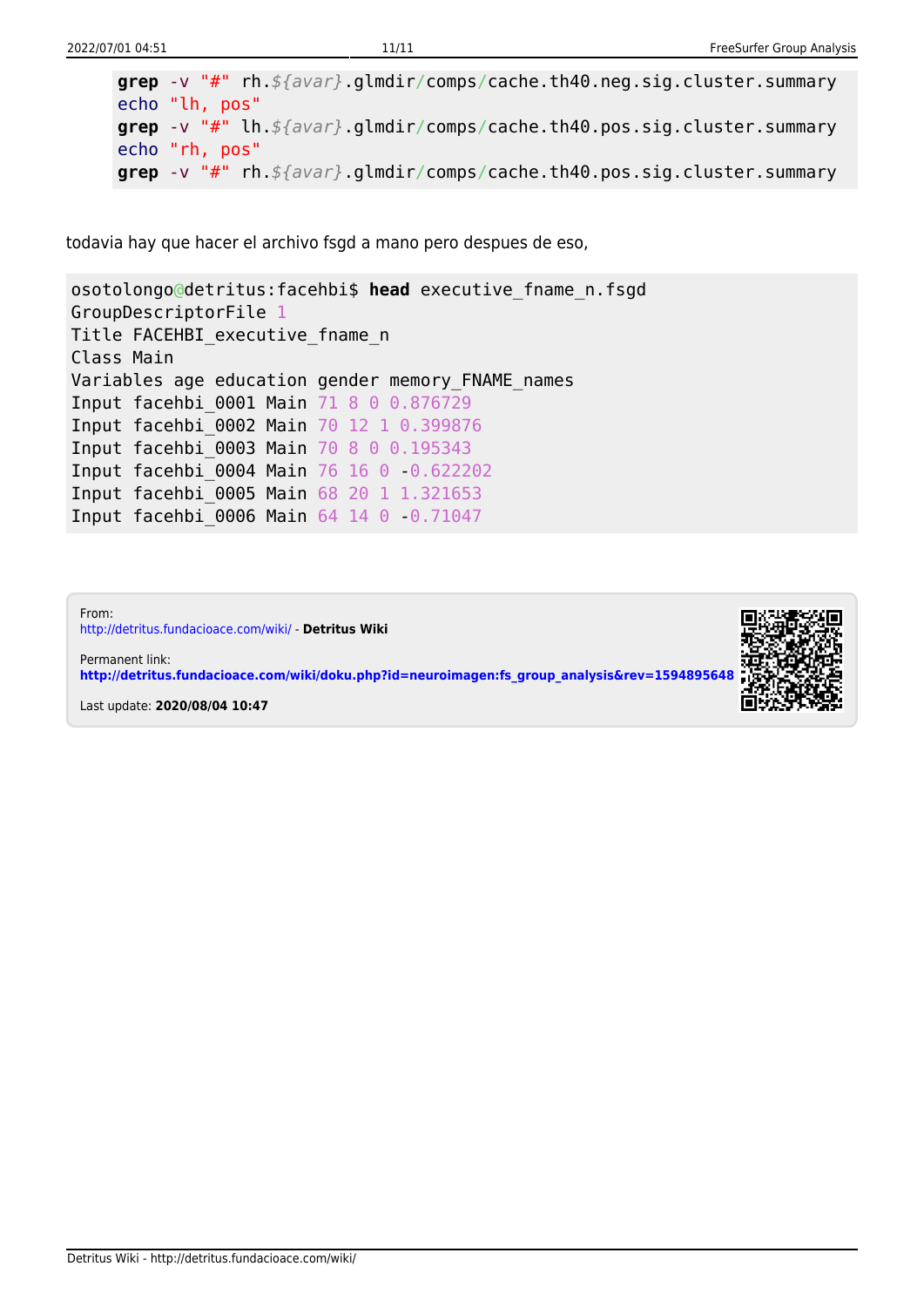```
grep -v "#" rh.${avar}.glmdir/comps/cache.th40.neg.sig.cluster.summary
echo "lh, pos"
grep -v "#" lh.${avar}.glmdir/comps/cache.th40.pos.sig.cluster.summary
echo "rh, pos"
grep -v "#" rh.${avar}.glmdir/comps/cache.th40.pos.sig.cluster.summary
```

todavia hay que hacer el archivo fsgd a mano pero despues de eso,

```
osotolongo@detritus:facehbi$ head executive_fname_n.fsgd
GroupDescriptorFile 1
Title FACEHBI_executive_fname_n
Class Main
Variables age education gender memory_FNAME_names
Input facehbi_0001 Main 71 8 0 0.876729
Input facehbi_0002 Main 70 12 1 0.399876
Input facehbi_0003 Main 70 8 0 0.195343
Input facehbi_0004 Main 76 16 0 -0.622202
Input facehbi_0005 Main 68 20 1 1.321653
Input facehbi_0006 Main 64 14 0 -0.71047
```

From:
http://detritus.fundacioace.com/wiki/ - **Detritus Wiki**

Permanent link:
**http://detritus.fundacioace.com/wiki/doku.php?id=neuroimagen:fs_group_analysis&rev=1594895648**

Last update: **2020/08/04 10:47**